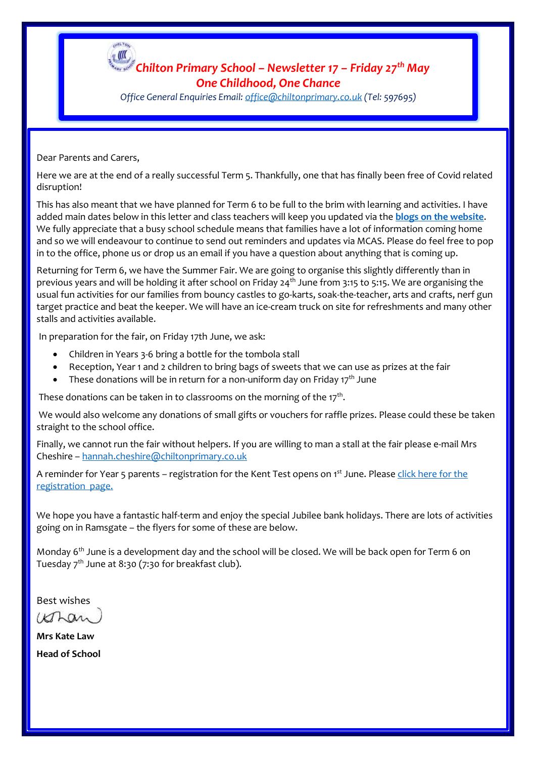# *Chilton Primary School – Newsletter 17 – Friday 27th May*

## *One Childhood, One Chance*

*Office General Enquiries Email: office@chiltonprimary.co.uk (Tel: 597695)*

Dear Parents and Carers,

Here we are at the end of a really successful Term 5. Thankfully, one that has finally been free of Covid related disruption!

This has also meant that we have planned for Term 6 to be full to the brim with learning and activities. I have added main dates below in this letter and class teachers will keep you updated via the **blogs on the website**. We fully appreciate that a busy school schedule means that families have a lot of information coming home and so we will endeavour to continue to send out reminders and updates via MCAS. Please do feel free to pop in to the office, phone us or drop us an email if you have a question about anything that is coming up.

Returning for Term 6, we have the Summer Fair. We are going to organise this slightly differently than in previous years and will be holding it after school on Friday 24th June from 3:15 to 5:15. We are organising the usual fun activities for our families from bouncy castles to go-karts, soak-the-teacher, arts and crafts, nerf gun target practice and beat the keeper. We will have an ice-cream truck on site for refreshments and many other stalls and activities available.

In preparation for the fair, on Friday 17th June, we ask:

- Children in Years 3-6 bring a bottle for the tombola stall
- Reception, Year 1 and 2 children to bring bags of sweets that we can use as prizes at the fair
- These donations will be in return for a non-uniform day on Friday 17th June

These donations can be taken in to classrooms on the morning of the 17th.

We would also welcome any donations of small gifts or vouchers for raffle prizes. Please could these be taken straight to the school office.

Finally, we cannot run the fair without helpers. If you are willing to man a stall at the fair please e-mail Mrs Cheshire – hannah.cheshire@chiltonprimary.co.uk

A reminder for Year 5 parents – registration for the Kent Test opens on 1st June. Please click here for the registration page.

We hope you have a fantastic half-term and enjoy the special Jubilee bank holidays. There are lots of activities going on in Ramsgate – the flyers for some of these are below.

Monday 6th June is a development day and the school will be closed. We will be back open for Term 6 on Tuesday 7th June at 8:30 (7:30 for breakfast club).

Best wishes

**Mrs Kate Law**

**Head of School**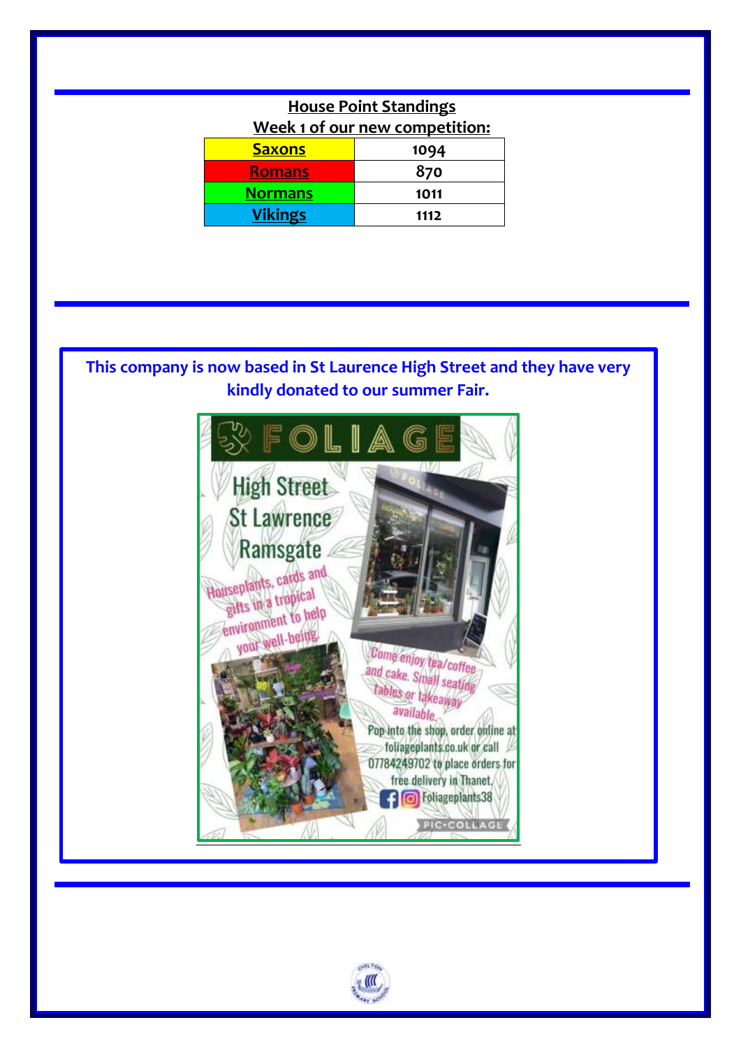## House Point Standings

### Week 1 of our new competition:

| House | Points |
|---|---|
| Saxons | 1094 |
| Romans | 870 |
| Normans | 1011 |
| Vikings | 1112 |

**This company is now based in St Laurence High Street and they have very kindly donated to our summer Fair.**

# FOLIAGE

High Street
St Lawrence
Ramsgate

Houseplants, cards and gifts in a tropical environment to help your well-being

Come enjoy tea/coffee and cake. Small seating tables or takeaway available.

Pop into the shop, order online at foliageplants.co.uk or call 07784249702 to place orders for free delivery in Thanet.

Foliageplants38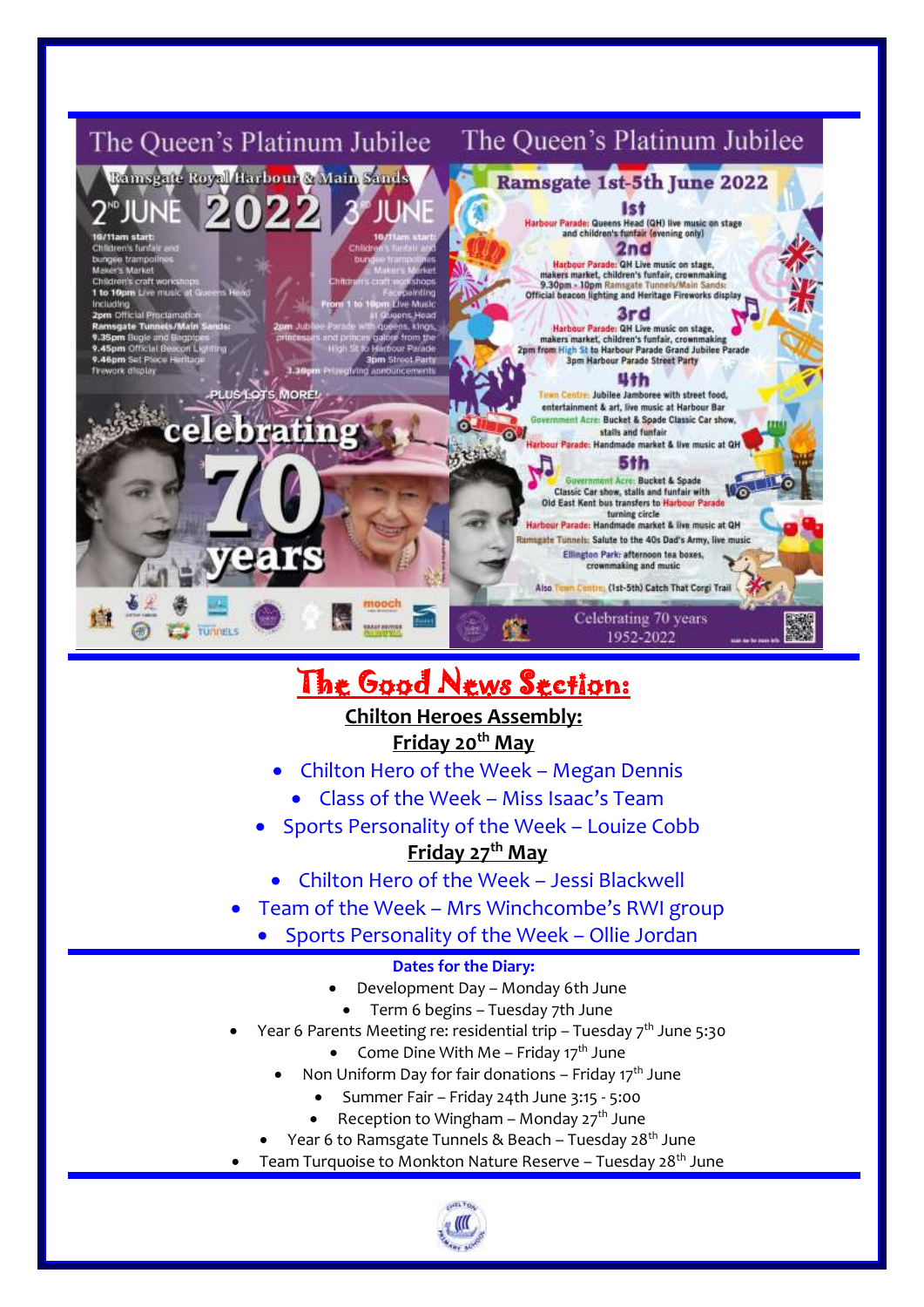# The Queen's Platinum Jubilee

**Ramsgate Royal Harbour & Main Sands**

## 2ND JUNE 2022 3RD JUNE

**2nd June – 10/11am start:**
Children's funfair and bungee trampolines
Maker's Market
Children's craft workshops
**1 to 10pm** Live music at Queens Head including
**2pm** Official Proclamation
**Ramsgate Tunnels/Main Sands:**
**9.35pm** Bugle and Bagpipes
**9.45pm** Official Beacon Lighting
**9.46pm** Set Piece Heritage Firework display

**3rd June – 10/11am start:**
Children's funfair and bungee trampolines
Makers Market
Children's craft workshops
Facepainting
**From 1 to 10pm** Live Music at Queens Head
**2pm** Jubilee Parade with queens, kings, princesses and princes galore from the High St to Harbour Parade
**3pm** Street Party
**3.30pm** Prizegiving announcements

PLUS LOTS MORE!

celebrating 70 years

# The Queen's Platinum Jubilee

**Ramsgate 1st-5th June 2022**

**1st**
Harbour Parade: Queens Head (QH) live music on stage and children's funfair (evening only)

**2nd**
Harbour Parade: QH Live music on stage, makers market, children's funfair, crownmaking
9.30pm - 10pm Ramsgate Tunnels/Main Sands: Official beacon lighting and Heritage Fireworks display

**3rd**
Harbour Parade: QH Live music on stage, makers market, children's funfair, crownmaking
2pm from High St to Harbour Parade Grand Jubilee Parade
3pm Harbour Parade Street Party

**4th**
Town Centre: Jubilee Jamboree with street food, entertainment & art, live music at Harbour Bar
Government Acre: Bucket & Spade Classic Car show, stalls and funfair
Harbour Parade: Handmade market & live music at QH

**5th**
Government Acre: Bucket & Spade Classic Car show, stalls and funfair with Old East Kent bus transfers to Harbour Parade turning circle
Harbour Parade: Handmade market & live music at QH
Ramsgate Tunnels: Salute to the 40s Dad's Army, live music
Ellington Park: afternoon tea boxes, crownmaking and music

Also Town Centre: (1st-5th) Catch That Corgi Trail

Celebrating 70 years
1952-2022

# The Good News Section:

**Chilton Heroes Assembly:**

**Friday 20th May**

- Chilton Hero of the Week – Megan Dennis
- Class of the Week – Miss Isaac's Team
- Sports Personality of the Week – Louize Cobb

**Friday 27th May**

- Chilton Hero of the Week – Jessi Blackwell
- Team of the Week – Mrs Winchcombe's RWI group
- Sports Personality of the Week – Ollie Jordan

**Dates for the Diary:**

- Development Day – Monday 6th June
- Term 6 begins – Tuesday 7th June
- Year 6 Parents Meeting re: residential trip – Tuesday 7th June 5:30
- Come Dine With Me – Friday 17th June
- Non Uniform Day for fair donations – Friday 17th June
- Summer Fair – Friday 24th June 3:15 - 5:00
- Reception to Wingham – Monday 27th June
- Year 6 to Ramsgate Tunnels & Beach – Tuesday 28th June
- Team Turquoise to Monkton Nature Reserve – Tuesday 28th June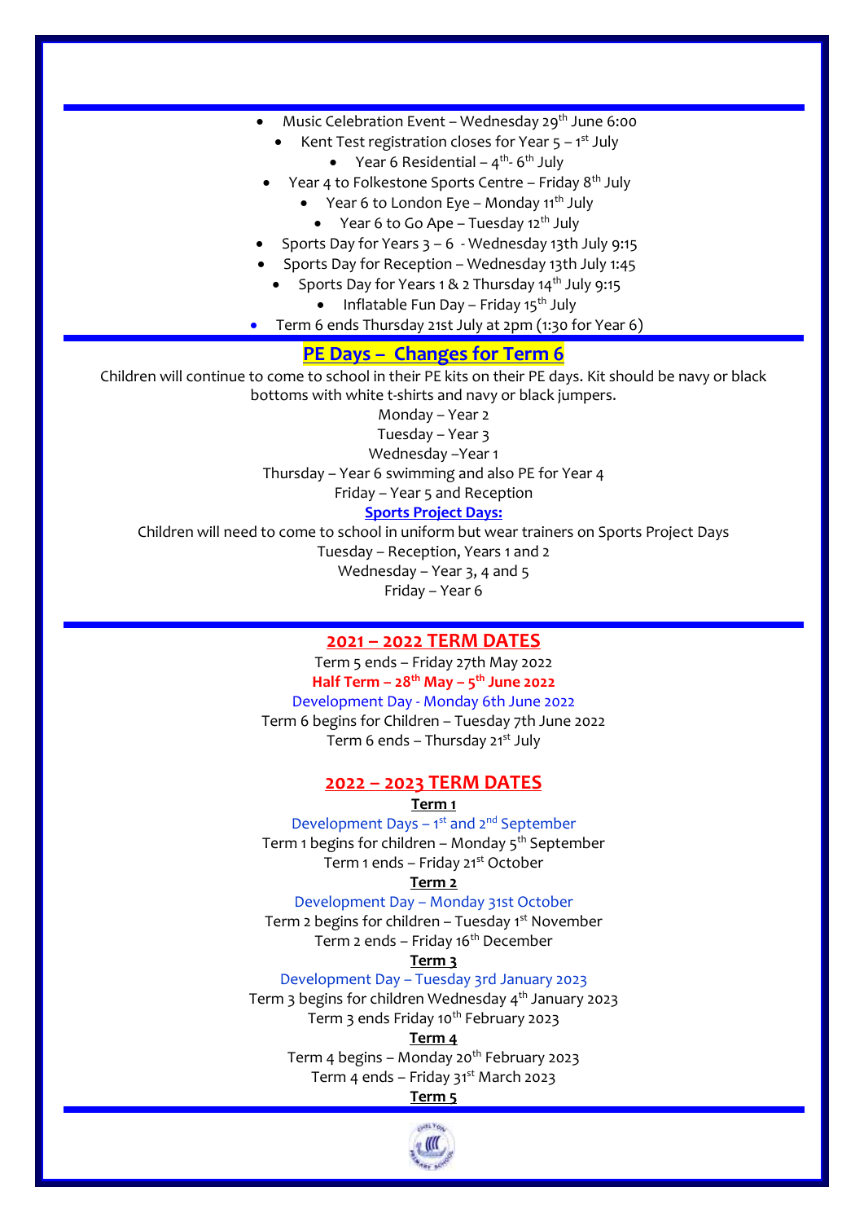- Music Celebration Event – Wednesday 29th June 6:00
- Kent Test registration closes for Year 5 – 1st July
- Year 6 Residential – 4th- 6th July
- Year 4 to Folkestone Sports Centre – Friday 8th July
- Year 6 to London Eye – Monday 11th July
- Year 6 to Go Ape – Tuesday 12th July
- Sports Day for Years 3 – 6 - Wednesday 13th July 9:15
- Sports Day for Reception – Wednesday 13th July 1:45
- Sports Day for Years 1 & 2 Thursday 14th July 9:15
- Inflatable Fun Day – Friday 15th July
- Term 6 ends Thursday 21st July at 2pm (1:30 for Year 6)

## PE Days – Changes for Term 6

Children will continue to come to school in their PE kits on their PE days. Kit should be navy or black bottoms with white t-shirts and navy or black jumpers.

Monday – Year 2
Tuesday – Year 3
Wednesday –Year 1
Thursday – Year 6 swimming and also PE for Year 4
Friday – Year 5 and Reception

**Sports Project Days:**

Children will need to come to school in uniform but wear trainers on Sports Project Days

Tuesday – Reception, Years 1 and 2
Wednesday – Year 3, 4 and 5
Friday – Year 6

## 2021 – 2022 TERM DATES

Term 5 ends – Friday 27th May 2022
**Half Term – 28th May – 5th June 2022**
Development Day - Monday 6th June 2022
Term 6 begins for Children – Tuesday 7th June 2022
Term 6 ends – Thursday 21st July

## 2022 – 2023 TERM DATES

**Term 1**

Development Days – 1st and 2nd September
Term 1 begins for children – Monday 5th September
Term 1 ends – Friday 21st October

**Term 2**

Development Day – Monday 31st October
Term 2 begins for children – Tuesday 1st November
Term 2 ends – Friday 16th December

**Term 3**

Development Day – Tuesday 3rd January 2023
Term 3 begins for children Wednesday 4th January 2023
Term 3 ends Friday 10th February 2023

**Term 4**

Term 4 begins – Monday 20th February 2023
Term 4 ends – Friday 31st March 2023

**Term 5**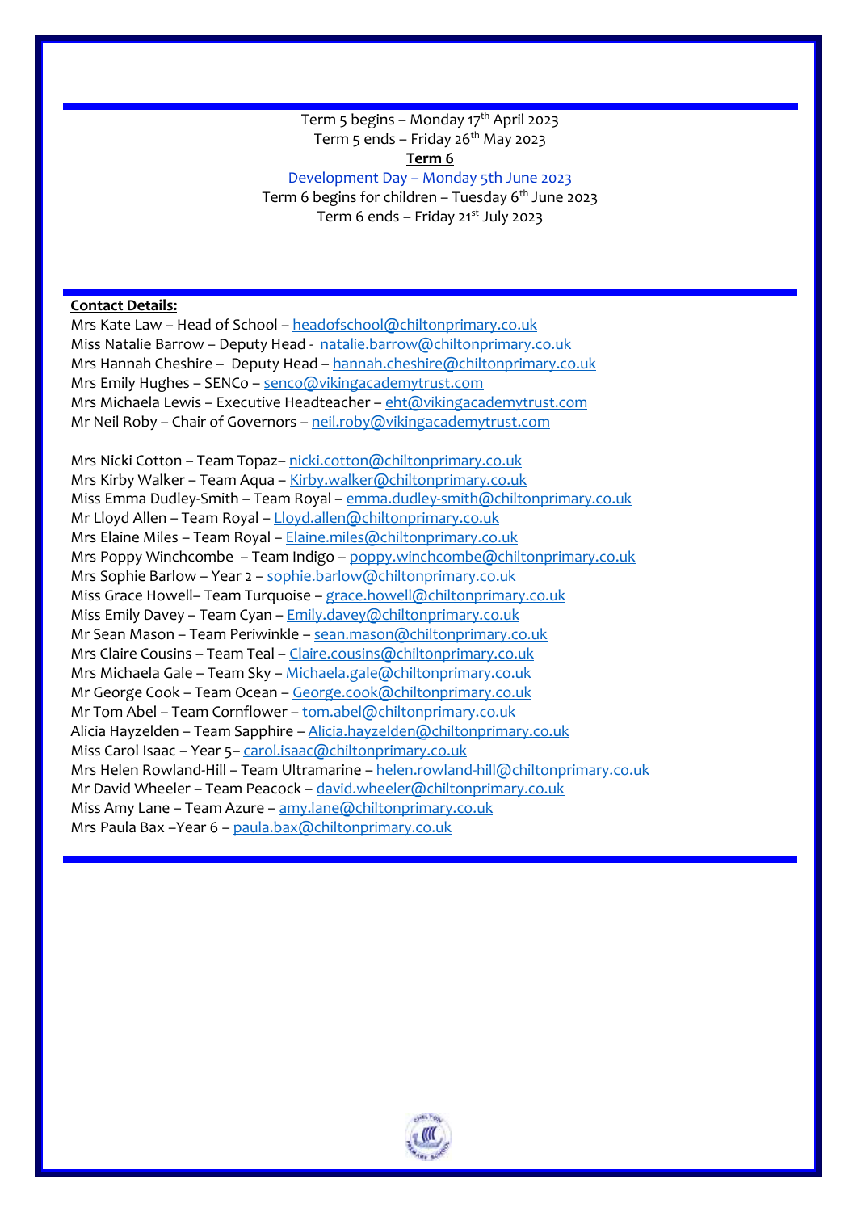Term 5 begins – Monday 17th April 2023
Term 5 ends – Friday 26th May 2023

**Term 6**

Development Day – Monday 5th June 2023
Term 6 begins for children – Tuesday 6th June 2023
Term 6 ends – Friday 21st July 2023

**Contact Details:**

Mrs Kate Law – Head of School – headofschool@chiltonprimary.co.uk
Miss Natalie Barrow – Deputy Head - natalie.barrow@chiltonprimary.co.uk
Mrs Hannah Cheshire – Deputy Head – hannah.cheshire@chiltonprimary.co.uk
Mrs Emily Hughes – SENCo – senco@vikingacademytrust.com
Mrs Michaela Lewis – Executive Headteacher – eht@vikingacademytrust.com
Mr Neil Roby – Chair of Governors – neil.roby@vikingacademytrust.com

Mrs Nicki Cotton – Team Topaz– nicki.cotton@chiltonprimary.co.uk
Mrs Kirby Walker – Team Aqua – Kirby.walker@chiltonprimary.co.uk
Miss Emma Dudley-Smith – Team Royal – emma.dudley-smith@chiltonprimary.co.uk
Mr Lloyd Allen – Team Royal – Lloyd.allen@chiltonprimary.co.uk
Mrs Elaine Miles – Team Royal – Elaine.miles@chiltonprimary.co.uk
Mrs Poppy Winchcombe – Team Indigo – poppy.winchcombe@chiltonprimary.co.uk
Mrs Sophie Barlow – Year 2 – sophie.barlow@chiltonprimary.co.uk
Miss Grace Howell– Team Turquoise – grace.howell@chiltonprimary.co.uk
Miss Emily Davey – Team Cyan – Emily.davey@chiltonprimary.co.uk
Mr Sean Mason – Team Periwinkle – sean.mason@chiltonprimary.co.uk
Mrs Claire Cousins – Team Teal – Claire.cousins@chiltonprimary.co.uk
Mrs Michaela Gale – Team Sky – Michaela.gale@chiltonprimary.co.uk
Mr George Cook – Team Ocean – George.cook@chiltonprimary.co.uk
Mr Tom Abel – Team Cornflower – tom.abel@chiltonprimary.co.uk
Alicia Hayzelden – Team Sapphire – Alicia.hayzelden@chiltonprimary.co.uk
Miss Carol Isaac – Year 5– carol.isaac@chiltonprimary.co.uk
Mrs Helen Rowland-Hill – Team Ultramarine – helen.rowland-hill@chiltonprimary.co.uk
Mr David Wheeler – Team Peacock – david.wheeler@chiltonprimary.co.uk
Miss Amy Lane – Team Azure – amy.lane@chiltonprimary.co.uk
Mrs Paula Bax –Year 6 – paula.bax@chiltonprimary.co.uk